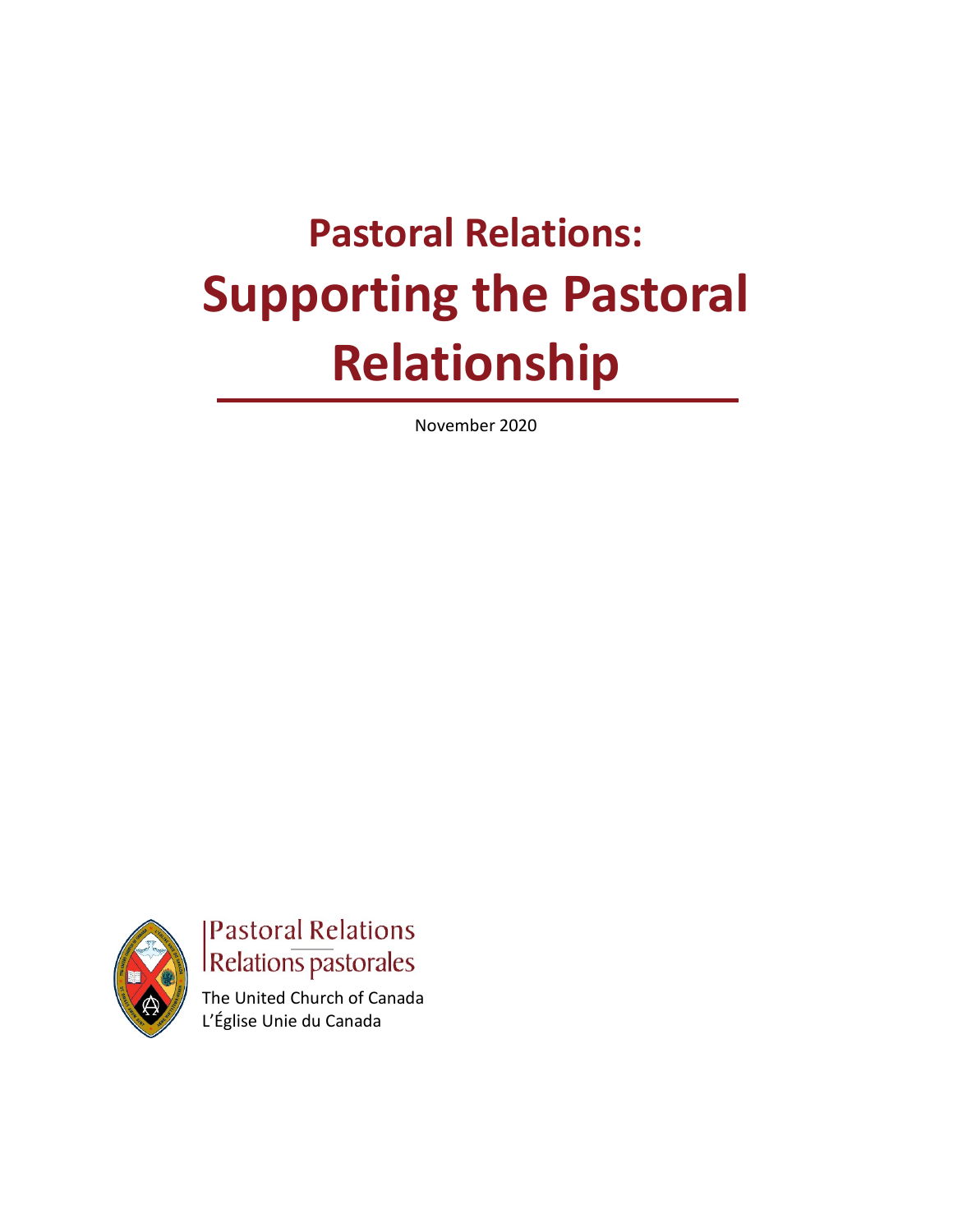# Pastoral Relations:
# Supporting the Pastoral Relationship

November 2020

Pastoral Relations
Relations pastorales

The United Church of Canada
L'Église Unie du Canada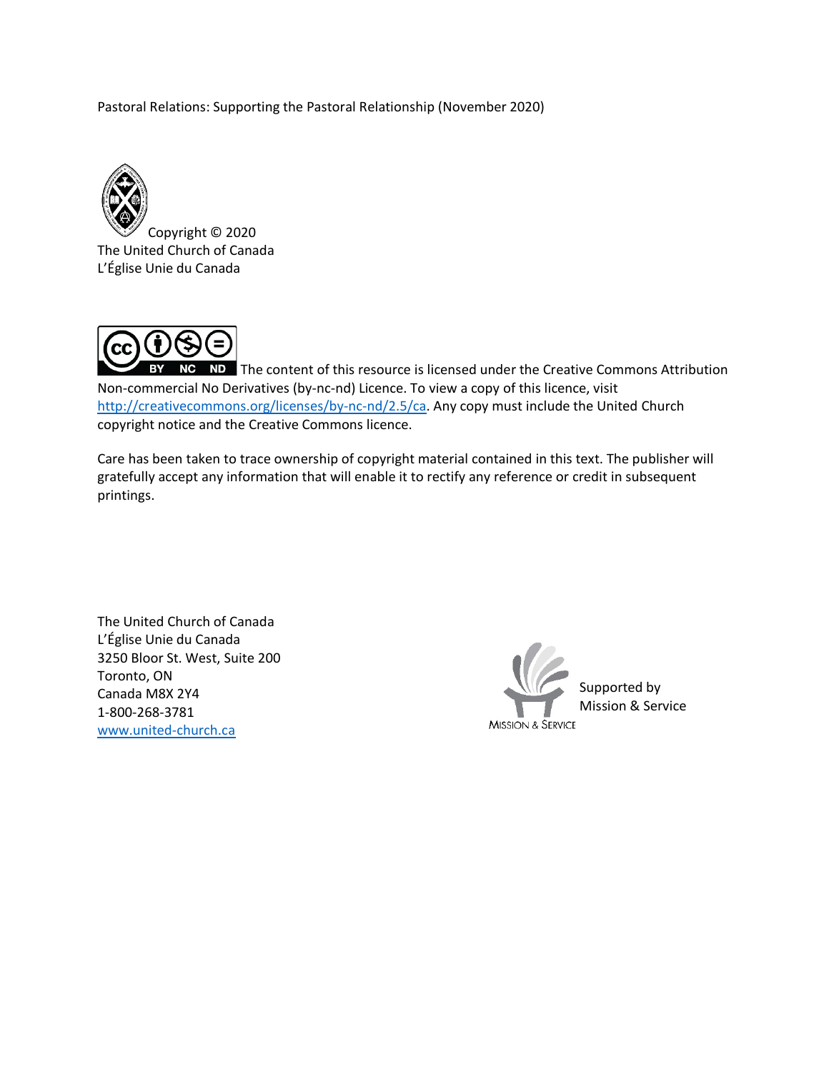Pastoral Relations: Supporting the Pastoral Relationship (November 2020)

Copyright © 2020
The United Church of Canada
L'Église Unie du Canada

The content of this resource is licensed under the Creative Commons Attribution Non-commercial No Derivatives (by-nc-nd) Licence. To view a copy of this licence, visit http://creativecommons.org/licenses/by-nc-nd/2.5/ca. Any copy must include the United Church copyright notice and the Creative Commons licence.

Care has been taken to trace ownership of copyright material contained in this text. The publisher will gratefully accept any information that will enable it to rectify any reference or credit in subsequent printings.

The United Church of Canada
L'Église Unie du Canada
3250 Bloor St. West, Suite 200
Toronto, ON
Canada M8X 2Y4
1-800-268-3781
www.united-church.ca

Supported by
Mission & Service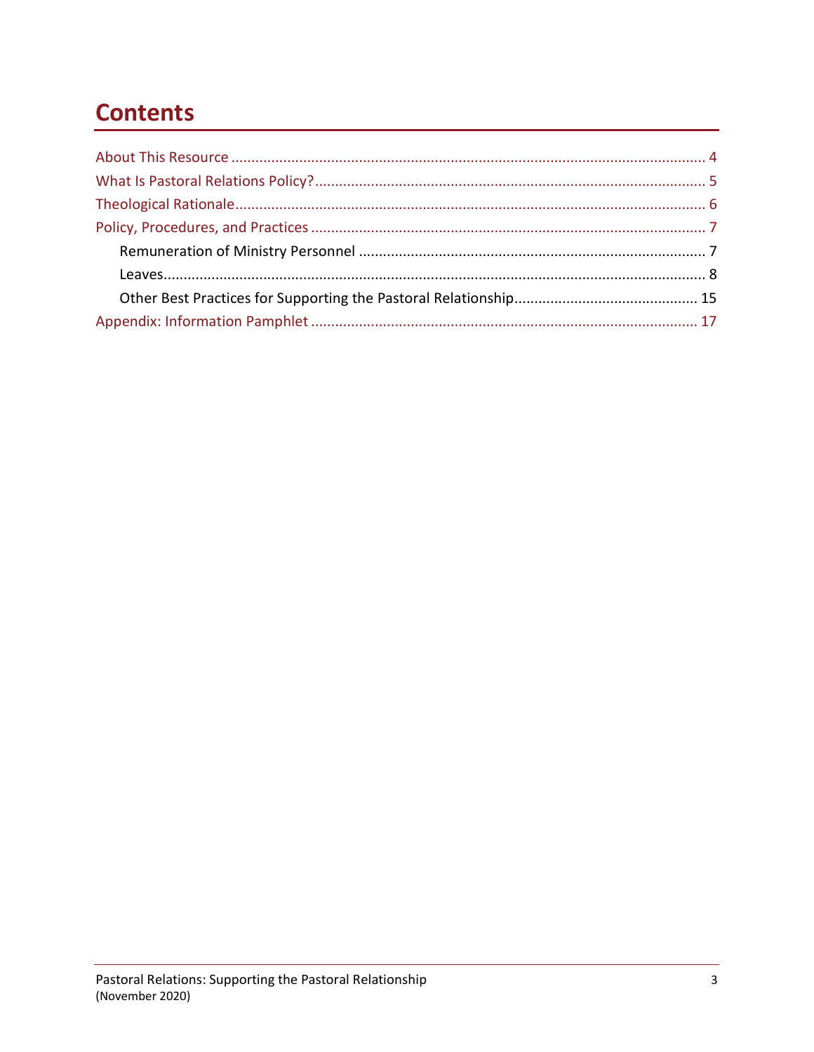# Contents

About This Resource ........................................................................................................ 4

What Is Pastoral Relations Policy? ................................................................................... 5

Theological Rationale ........................................................................................................ 6

Policy, Procedures, and Practices .................................................................................... 7

- Remuneration of Ministry Personnel ........................................................................ 7
- Leaves ........................................................................................................................ 8
- Other Best Practices for Supporting the Pastoral Relationship ............................... 15

Appendix: Information Pamphlet ..................................................................................... 17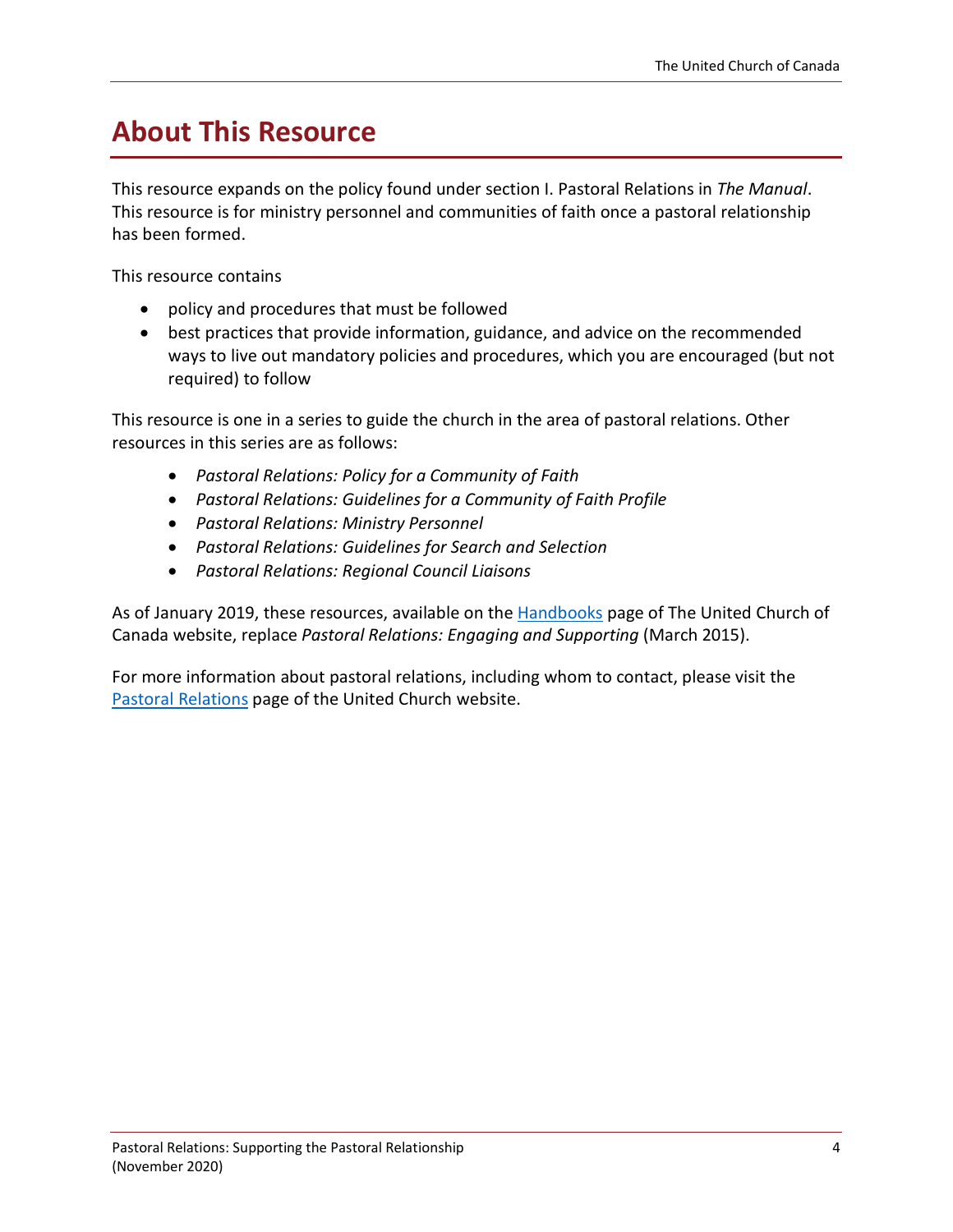# About This Resource

This resource expands on the policy found under section I. Pastoral Relations in *The Manual*. This resource is for ministry personnel and communities of faith once a pastoral relationship has been formed.

This resource contains

- policy and procedures that must be followed
- best practices that provide information, guidance, and advice on the recommended ways to live out mandatory policies and procedures, which you are encouraged (but not required) to follow

This resource is one in a series to guide the church in the area of pastoral relations. Other resources in this series are as follows:

- *Pastoral Relations: Policy for a Community of Faith*
- *Pastoral Relations: Guidelines for a Community of Faith Profile*
- *Pastoral Relations: Ministry Personnel*
- *Pastoral Relations: Guidelines for Search and Selection*
- *Pastoral Relations: Regional Council Liaisons*

As of January 2019, these resources, available on the [Handbooks](#) page of The United Church of Canada website, replace *Pastoral Relations: Engaging and Supporting* (March 2015).

For more information about pastoral relations, including whom to contact, please visit the [Pastoral Relations](#) page of the United Church website.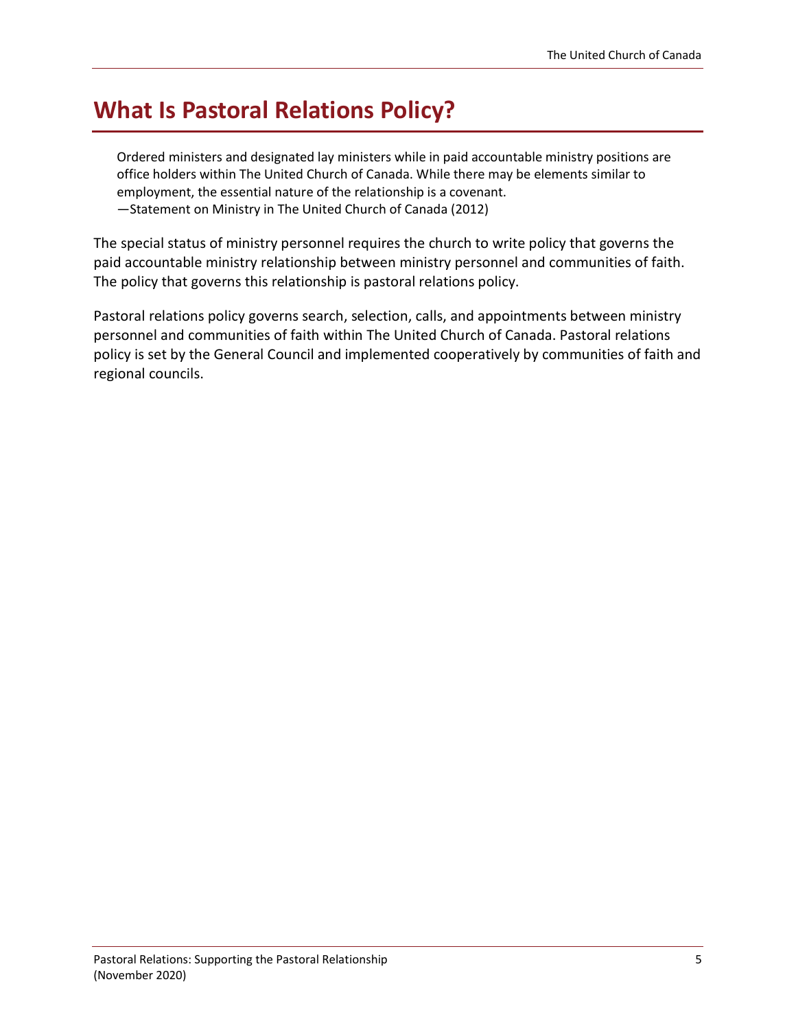# What Is Pastoral Relations Policy?

> Ordered ministers and designated lay ministers while in paid accountable ministry positions are office holders within The United Church of Canada. While there may be elements similar to employment, the essential nature of the relationship is a covenant.
> —Statement on Ministry in The United Church of Canada (2012)

The special status of ministry personnel requires the church to write policy that governs the paid accountable ministry relationship between ministry personnel and communities of faith. The policy that governs this relationship is pastoral relations policy.

Pastoral relations policy governs search, selection, calls, and appointments between ministry personnel and communities of faith within The United Church of Canada. Pastoral relations policy is set by the General Council and implemented cooperatively by communities of faith and regional councils.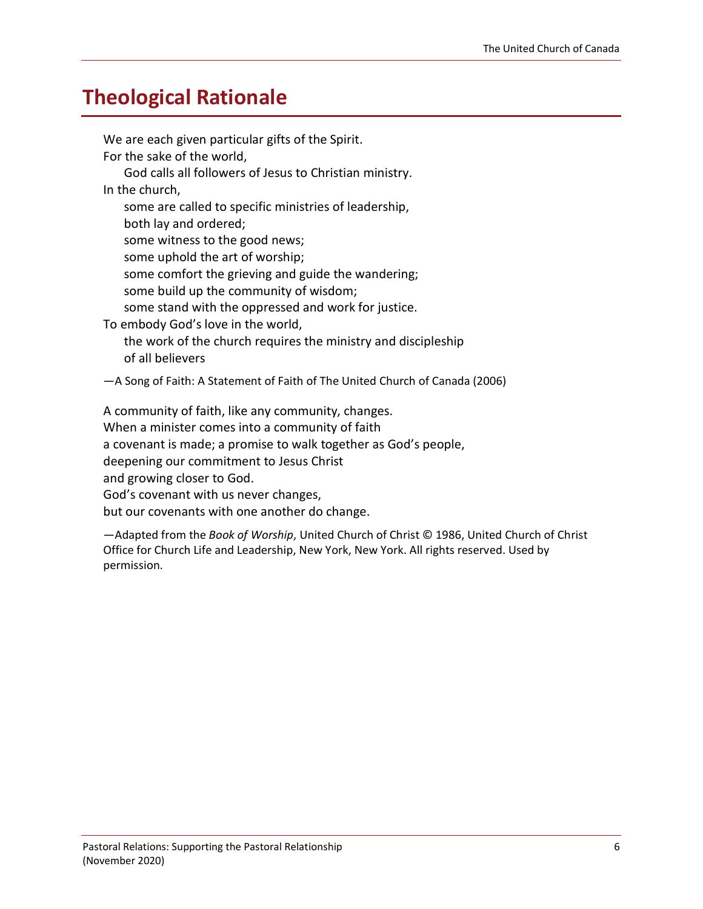# Theological Rationale

We are each given particular gifts of the Spirit.  
For the sake of the world,  
    God calls all followers of Jesus to Christian ministry.  
In the church,  
    some are called to specific ministries of leadership,  
    both lay and ordered;  
    some witness to the good news;  
    some uphold the art of worship;  
    some comfort the grieving and guide the wandering;  
    some build up the community of wisdom;  
    some stand with the oppressed and work for justice.  
To embody God's love in the world,  
    the work of the church requires the ministry and discipleship  
    of all believers

—A Song of Faith: A Statement of Faith of The United Church of Canada (2006)

A community of faith, like any community, changes.  
When a minister comes into a community of faith  
a covenant is made; a promise to walk together as God's people,  
deepening our commitment to Jesus Christ  
and growing closer to God.  
God's covenant with us never changes,  
but our covenants with one another do change.

—Adapted from the *Book of Worship*, United Church of Christ © 1986, United Church of Christ Office for Church Life and Leadership, New York, New York. All rights reserved. Used by permission.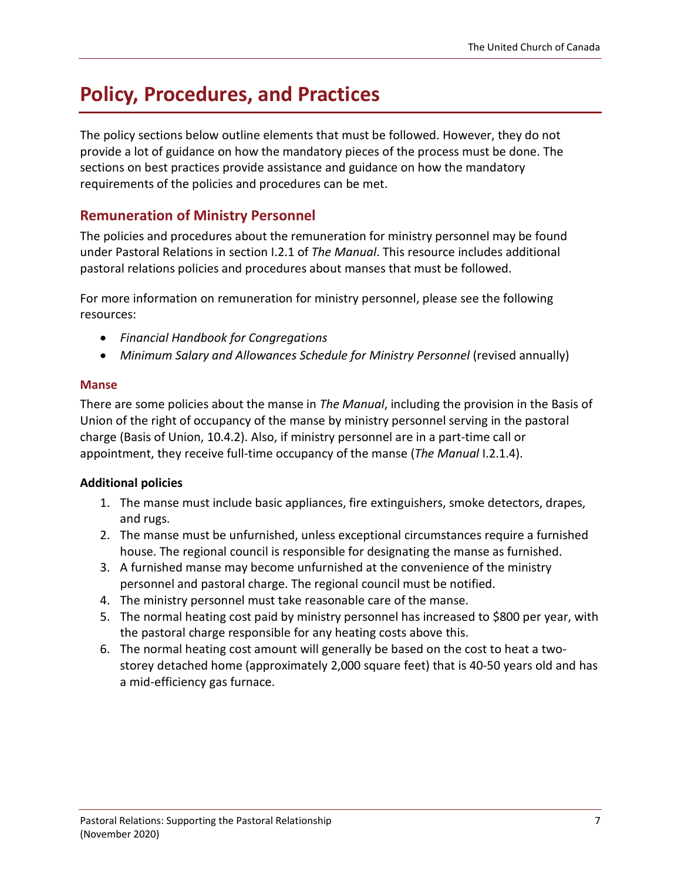# Policy, Procedures, and Practices

The policy sections below outline elements that must be followed. However, they do not provide a lot of guidance on how the mandatory pieces of the process must be done. The sections on best practices provide assistance and guidance on how the mandatory requirements of the policies and procedures can be met.

## Remuneration of Ministry Personnel

The policies and procedures about the remuneration for ministry personnel may be found under Pastoral Relations in section I.2.1 of *The Manual*. This resource includes additional pastoral relations policies and procedures about manses that must be followed.

For more information on remuneration for ministry personnel, please see the following resources:

- *Financial Handbook for Congregations*
- *Minimum Salary and Allowances Schedule for Ministry Personnel* (revised annually)

### Manse

There are some policies about the manse in *The Manual*, including the provision in the Basis of Union of the right of occupancy of the manse by ministry personnel serving in the pastoral charge (Basis of Union, 10.4.2). Also, if ministry personnel are in a part-time call or appointment, they receive full-time occupancy of the manse (*The Manual* I.2.1.4).

**Additional policies**

1. The manse must include basic appliances, fire extinguishers, smoke detectors, drapes, and rugs.
2. The manse must be unfurnished, unless exceptional circumstances require a furnished house. The regional council is responsible for designating the manse as furnished.
3. A furnished manse may become unfurnished at the convenience of the ministry personnel and pastoral charge. The regional council must be notified.
4. The ministry personnel must take reasonable care of the manse.
5. The normal heating cost paid by ministry personnel has increased to $800 per year, with the pastoral charge responsible for any heating costs above this.
6. The normal heating cost amount will generally be based on the cost to heat a two-storey detached home (approximately 2,000 square feet) that is 40-50 years old and has a mid-efficiency gas furnace.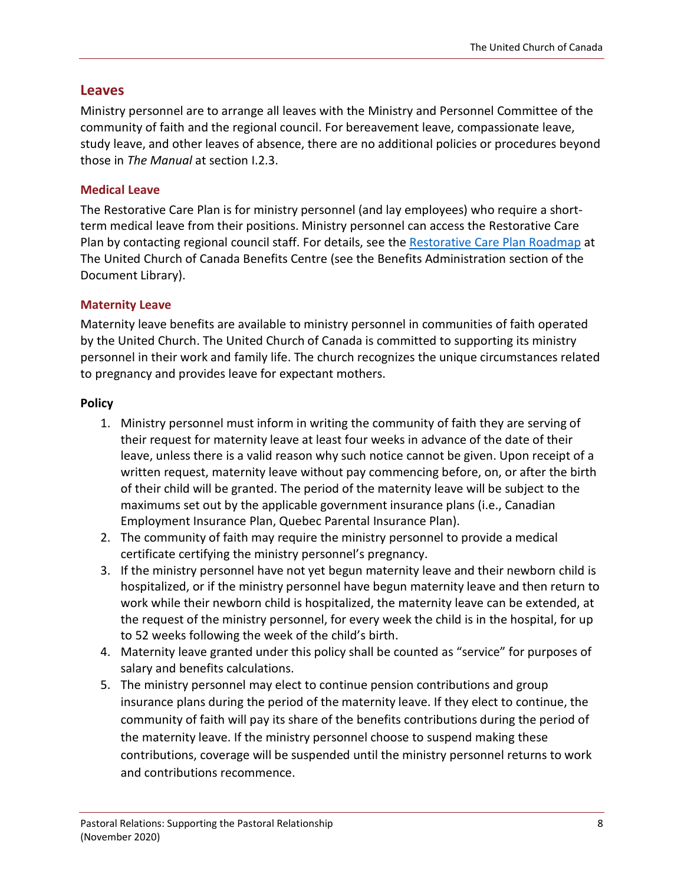## Leaves

Ministry personnel are to arrange all leaves with the Ministry and Personnel Committee of the community of faith and the regional council. For bereavement leave, compassionate leave, study leave, and other leaves of absence, there are no additional policies or procedures beyond those in *The Manual* at section I.2.3.

### Medical Leave

The Restorative Care Plan is for ministry personnel (and lay employees) who require a short-term medical leave from their positions. Ministry personnel can access the Restorative Care Plan by contacting regional council staff. For details, see the Restorative Care Plan Roadmap at The United Church of Canada Benefits Centre (see the Benefits Administration section of the Document Library).

### Maternity Leave

Maternity leave benefits are available to ministry personnel in communities of faith operated by the United Church. The United Church of Canada is committed to supporting its ministry personnel in their work and family life. The church recognizes the unique circumstances related to pregnancy and provides leave for expectant mothers.

**Policy**

1. Ministry personnel must inform in writing the community of faith they are serving of their request for maternity leave at least four weeks in advance of the date of their leave, unless there is a valid reason why such notice cannot be given. Upon receipt of a written request, maternity leave without pay commencing before, on, or after the birth of their child will be granted. The period of the maternity leave will be subject to the maximums set out by the applicable government insurance plans (i.e., Canadian Employment Insurance Plan, Quebec Parental Insurance Plan).
2. The community of faith may require the ministry personnel to provide a medical certificate certifying the ministry personnel's pregnancy.
3. If the ministry personnel have not yet begun maternity leave and their newborn child is hospitalized, or if the ministry personnel have begun maternity leave and then return to work while their newborn child is hospitalized, the maternity leave can be extended, at the request of the ministry personnel, for every week the child is in the hospital, for up to 52 weeks following the week of the child's birth.
4. Maternity leave granted under this policy shall be counted as "service" for purposes of salary and benefits calculations.
5. The ministry personnel may elect to continue pension contributions and group insurance plans during the period of the maternity leave. If they elect to continue, the community of faith will pay its share of the benefits contributions during the period of the maternity leave. If the ministry personnel choose to suspend making these contributions, coverage will be suspended until the ministry personnel returns to work and contributions recommence.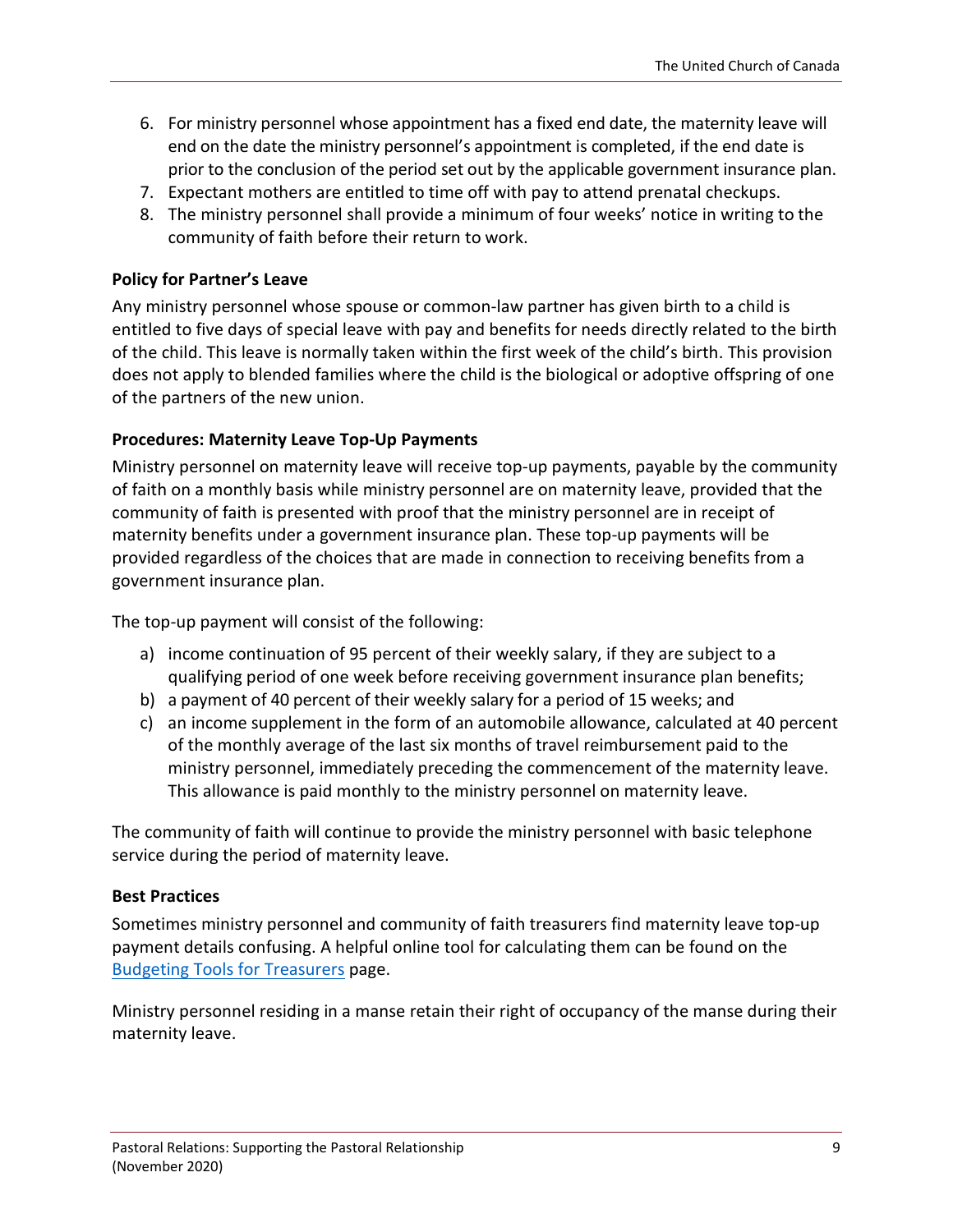6. For ministry personnel whose appointment has a fixed end date, the maternity leave will end on the date the ministry personnel's appointment is completed, if the end date is prior to the conclusion of the period set out by the applicable government insurance plan.
7. Expectant mothers are entitled to time off with pay to attend prenatal checkups.
8. The ministry personnel shall provide a minimum of four weeks' notice in writing to the community of faith before their return to work.

### Policy for Partner's Leave

Any ministry personnel whose spouse or common-law partner has given birth to a child is entitled to five days of special leave with pay and benefits for needs directly related to the birth of the child. This leave is normally taken within the first week of the child's birth. This provision does not apply to blended families where the child is the biological or adoptive offspring of one of the partners of the new union.

### Procedures: Maternity Leave Top-Up Payments

Ministry personnel on maternity leave will receive top-up payments, payable by the community of faith on a monthly basis while ministry personnel are on maternity leave, provided that the community of faith is presented with proof that the ministry personnel are in receipt of maternity benefits under a government insurance plan. These top-up payments will be provided regardless of the choices that are made in connection to receiving benefits from a government insurance plan.

The top-up payment will consist of the following:

a) income continuation of 95 percent of their weekly salary, if they are subject to a qualifying period of one week before receiving government insurance plan benefits;
b) a payment of 40 percent of their weekly salary for a period of 15 weeks; and
c) an income supplement in the form of an automobile allowance, calculated at 40 percent of the monthly average of the last six months of travel reimbursement paid to the ministry personnel, immediately preceding the commencement of the maternity leave. This allowance is paid monthly to the ministry personnel on maternity leave.

The community of faith will continue to provide the ministry personnel with basic telephone service during the period of maternity leave.

### Best Practices

Sometimes ministry personnel and community of faith treasurers find maternity leave top-up payment details confusing. A helpful online tool for calculating them can be found on the Budgeting Tools for Treasurers page.

Ministry personnel residing in a manse retain their right of occupancy of the manse during their maternity leave.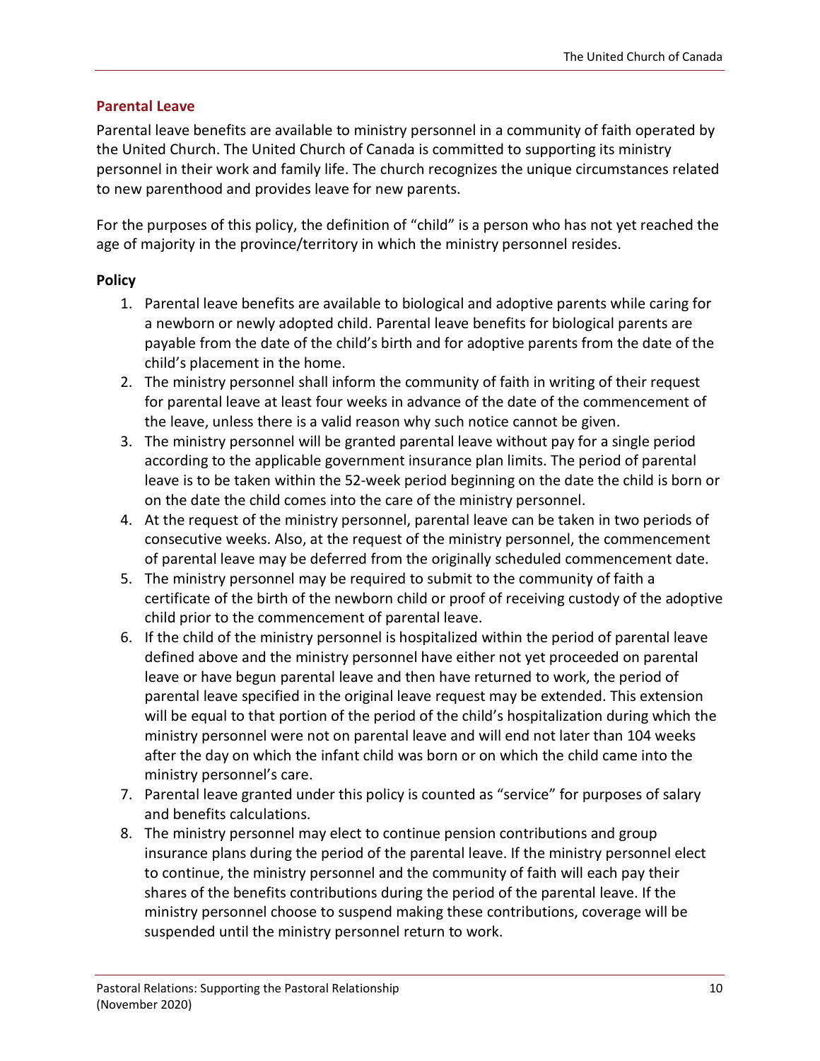## Parental Leave

Parental leave benefits are available to ministry personnel in a community of faith operated by the United Church. The United Church of Canada is committed to supporting its ministry personnel in their work and family life. The church recognizes the unique circumstances related to new parenthood and provides leave for new parents.

For the purposes of this policy, the definition of "child" is a person who has not yet reached the age of majority in the province/territory in which the ministry personnel resides.

### Policy

1. Parental leave benefits are available to biological and adoptive parents while caring for a newborn or newly adopted child. Parental leave benefits for biological parents are payable from the date of the child's birth and for adoptive parents from the date of the child's placement in the home.
2. The ministry personnel shall inform the community of faith in writing of their request for parental leave at least four weeks in advance of the date of the commencement of the leave, unless there is a valid reason why such notice cannot be given.
3. The ministry personnel will be granted parental leave without pay for a single period according to the applicable government insurance plan limits. The period of parental leave is to be taken within the 52-week period beginning on the date the child is born or on the date the child comes into the care of the ministry personnel.
4. At the request of the ministry personnel, parental leave can be taken in two periods of consecutive weeks. Also, at the request of the ministry personnel, the commencement of parental leave may be deferred from the originally scheduled commencement date.
5. The ministry personnel may be required to submit to the community of faith a certificate of the birth of the newborn child or proof of receiving custody of the adoptive child prior to the commencement of parental leave.
6. If the child of the ministry personnel is hospitalized within the period of parental leave defined above and the ministry personnel have either not yet proceeded on parental leave or have begun parental leave and then have returned to work, the period of parental leave specified in the original leave request may be extended. This extension will be equal to that portion of the period of the child's hospitalization during which the ministry personnel were not on parental leave and will end not later than 104 weeks after the day on which the infant child was born or on which the child came into the ministry personnel's care.
7. Parental leave granted under this policy is counted as "service" for purposes of salary and benefits calculations.
8. The ministry personnel may elect to continue pension contributions and group insurance plans during the period of the parental leave. If the ministry personnel elect to continue, the ministry personnel and the community of faith will each pay their shares of the benefits contributions during the period of the parental leave. If the ministry personnel choose to suspend making these contributions, coverage will be suspended until the ministry personnel return to work.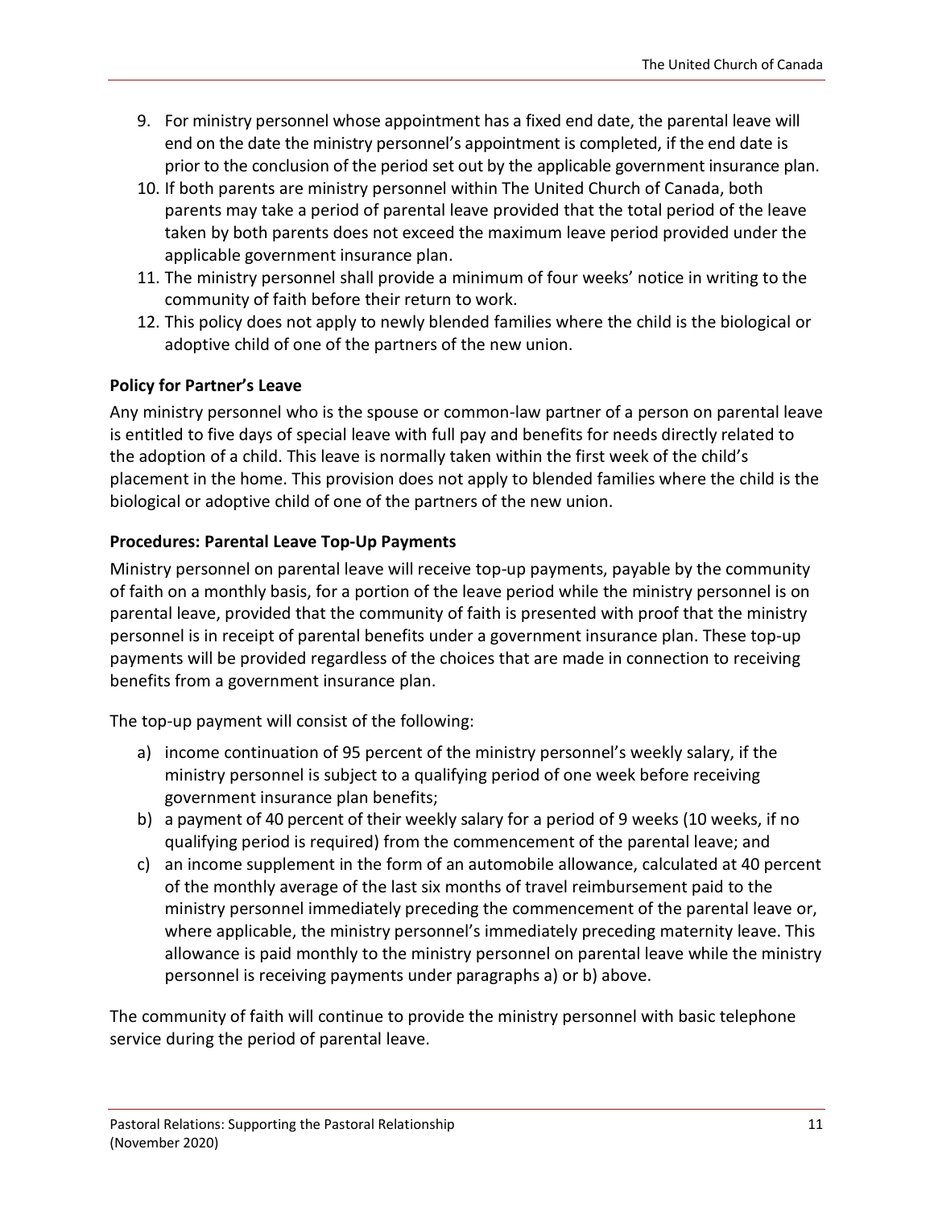9. For ministry personnel whose appointment has a fixed end date, the parental leave will end on the date the ministry personnel's appointment is completed, if the end date is prior to the conclusion of the period set out by the applicable government insurance plan.
10. If both parents are ministry personnel within The United Church of Canada, both parents may take a period of parental leave provided that the total period of the leave taken by both parents does not exceed the maximum leave period provided under the applicable government insurance plan.
11. The ministry personnel shall provide a minimum of four weeks' notice in writing to the community of faith before their return to work.
12. This policy does not apply to newly blended families where the child is the biological or adoptive child of one of the partners of the new union.

**Policy for Partner's Leave**

Any ministry personnel who is the spouse or common-law partner of a person on parental leave is entitled to five days of special leave with full pay and benefits for needs directly related to the adoption of a child. This leave is normally taken within the first week of the child's placement in the home. This provision does not apply to blended families where the child is the biological or adoptive child of one of the partners of the new union.

**Procedures: Parental Leave Top-Up Payments**

Ministry personnel on parental leave will receive top-up payments, payable by the community of faith on a monthly basis, for a portion of the leave period while the ministry personnel is on parental leave, provided that the community of faith is presented with proof that the ministry personnel is in receipt of parental benefits under a government insurance plan. These top-up payments will be provided regardless of the choices that are made in connection to receiving benefits from a government insurance plan.

The top-up payment will consist of the following:

a) income continuation of 95 percent of the ministry personnel's weekly salary, if the ministry personnel is subject to a qualifying period of one week before receiving government insurance plan benefits;
b) a payment of 40 percent of their weekly salary for a period of 9 weeks (10 weeks, if no qualifying period is required) from the commencement of the parental leave; and
c) an income supplement in the form of an automobile allowance, calculated at 40 percent of the monthly average of the last six months of travel reimbursement paid to the ministry personnel immediately preceding the commencement of the parental leave or, where applicable, the ministry personnel's immediately preceding maternity leave. This allowance is paid monthly to the ministry personnel on parental leave while the ministry personnel is receiving payments under paragraphs a) or b) above.

The community of faith will continue to provide the ministry personnel with basic telephone service during the period of parental leave.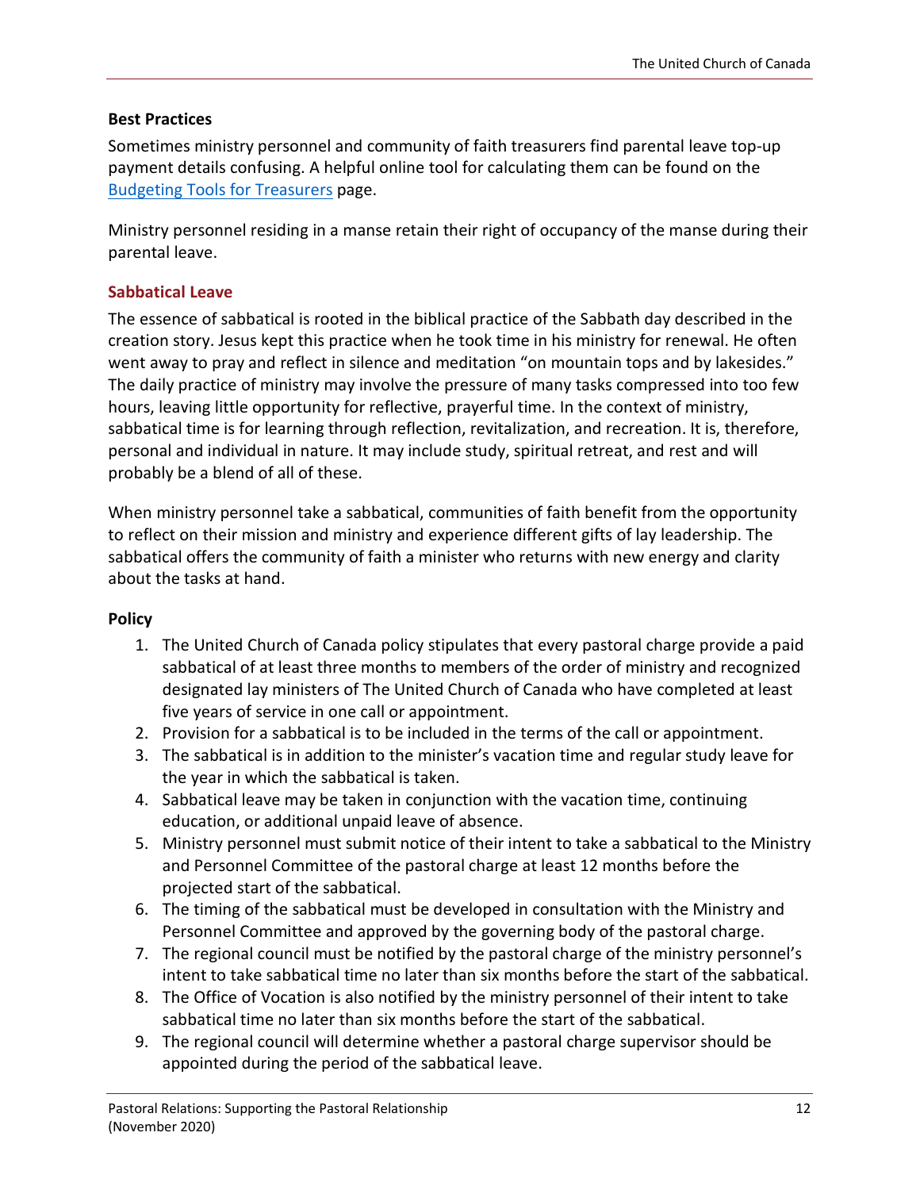### Best Practices

Sometimes ministry personnel and community of faith treasurers find parental leave top-up payment details confusing. A helpful online tool for calculating them can be found on the Budgeting Tools for Treasurers page.

Ministry personnel residing in a manse retain their right of occupancy of the manse during their parental leave.

## Sabbatical Leave

The essence of sabbatical is rooted in the biblical practice of the Sabbath day described in the creation story. Jesus kept this practice when he took time in his ministry for renewal. He often went away to pray and reflect in silence and meditation "on mountain tops and by lakesides." The daily practice of ministry may involve the pressure of many tasks compressed into too few hours, leaving little opportunity for reflective, prayerful time. In the context of ministry, sabbatical time is for learning through reflection, revitalization, and recreation. It is, therefore, personal and individual in nature. It may include study, spiritual retreat, and rest and will probably be a blend of all of these.

When ministry personnel take a sabbatical, communities of faith benefit from the opportunity to reflect on their mission and ministry and experience different gifts of lay leadership. The sabbatical offers the community of faith a minister who returns with new energy and clarity about the tasks at hand.

### Policy

1. The United Church of Canada policy stipulates that every pastoral charge provide a paid sabbatical of at least three months to members of the order of ministry and recognized designated lay ministers of The United Church of Canada who have completed at least five years of service in one call or appointment.
2. Provision for a sabbatical is to be included in the terms of the call or appointment.
3. The sabbatical is in addition to the minister's vacation time and regular study leave for the year in which the sabbatical is taken.
4. Sabbatical leave may be taken in conjunction with the vacation time, continuing education, or additional unpaid leave of absence.
5. Ministry personnel must submit notice of their intent to take a sabbatical to the Ministry and Personnel Committee of the pastoral charge at least 12 months before the projected start of the sabbatical.
6. The timing of the sabbatical must be developed in consultation with the Ministry and Personnel Committee and approved by the governing body of the pastoral charge.
7. The regional council must be notified by the pastoral charge of the ministry personnel's intent to take sabbatical time no later than six months before the start of the sabbatical.
8. The Office of Vocation is also notified by the ministry personnel of their intent to take sabbatical time no later than six months before the start of the sabbatical.
9. The regional council will determine whether a pastoral charge supervisor should be appointed during the period of the sabbatical leave.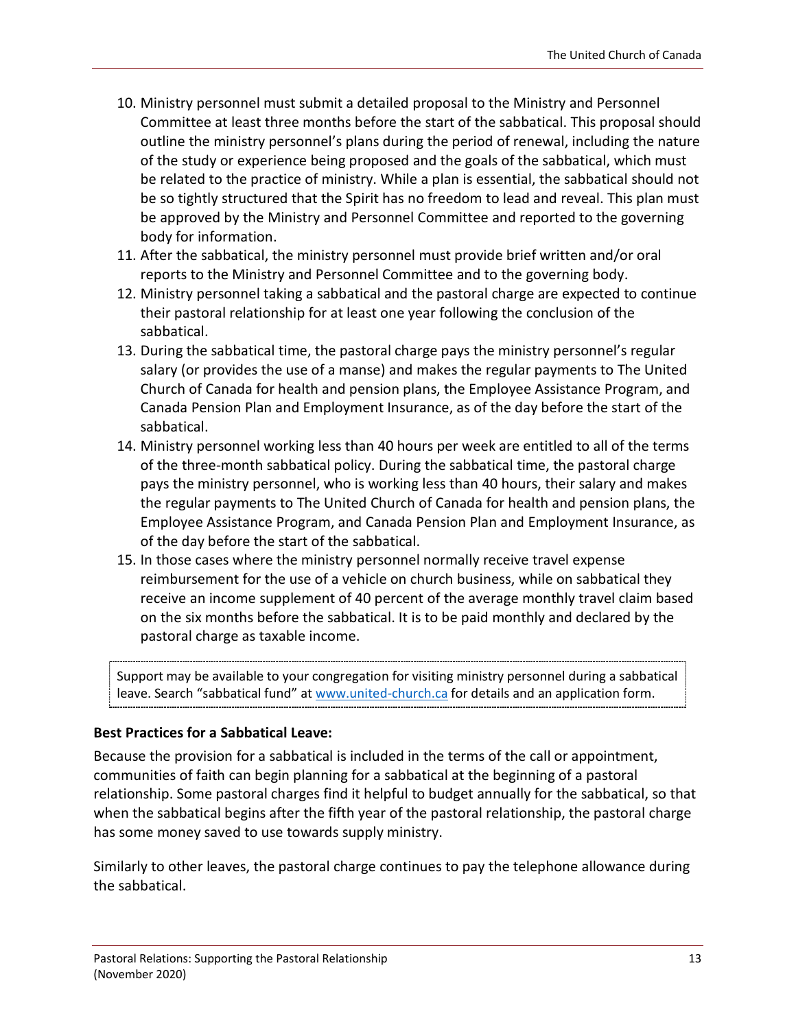10. Ministry personnel must submit a detailed proposal to the Ministry and Personnel Committee at least three months before the start of the sabbatical. This proposal should outline the ministry personnel's plans during the period of renewal, including the nature of the study or experience being proposed and the goals of the sabbatical, which must be related to the practice of ministry. While a plan is essential, the sabbatical should not be so tightly structured that the Spirit has no freedom to lead and reveal. This plan must be approved by the Ministry and Personnel Committee and reported to the governing body for information.
11. After the sabbatical, the ministry personnel must provide brief written and/or oral reports to the Ministry and Personnel Committee and to the governing body.
12. Ministry personnel taking a sabbatical and the pastoral charge are expected to continue their pastoral relationship for at least one year following the conclusion of the sabbatical.
13. During the sabbatical time, the pastoral charge pays the ministry personnel's regular salary (or provides the use of a manse) and makes the regular payments to The United Church of Canada for health and pension plans, the Employee Assistance Program, and Canada Pension Plan and Employment Insurance, as of the day before the start of the sabbatical.
14. Ministry personnel working less than 40 hours per week are entitled to all of the terms of the three-month sabbatical policy. During the sabbatical time, the pastoral charge pays the ministry personnel, who is working less than 40 hours, their salary and makes the regular payments to The United Church of Canada for health and pension plans, the Employee Assistance Program, and Canada Pension Plan and Employment Insurance, as of the day before the start of the sabbatical.
15. In those cases where the ministry personnel normally receive travel expense reimbursement for the use of a vehicle on church business, while on sabbatical they receive an income supplement of 40 percent of the average monthly travel claim based on the six months before the sabbatical. It is to be paid monthly and declared by the pastoral charge as taxable income.

> Support may be available to your congregation for visiting ministry personnel during a sabbatical leave. Search "sabbatical fund" at [www.united-church.ca](http://www.united-church.ca) for details and an application form.

**Best Practices for a Sabbatical Leave:**

Because the provision for a sabbatical is included in the terms of the call or appointment, communities of faith can begin planning for a sabbatical at the beginning of a pastoral relationship. Some pastoral charges find it helpful to budget annually for the sabbatical, so that when the sabbatical begins after the fifth year of the pastoral relationship, the pastoral charge has some money saved to use towards supply ministry.

Similarly to other leaves, the pastoral charge continues to pay the telephone allowance during the sabbatical.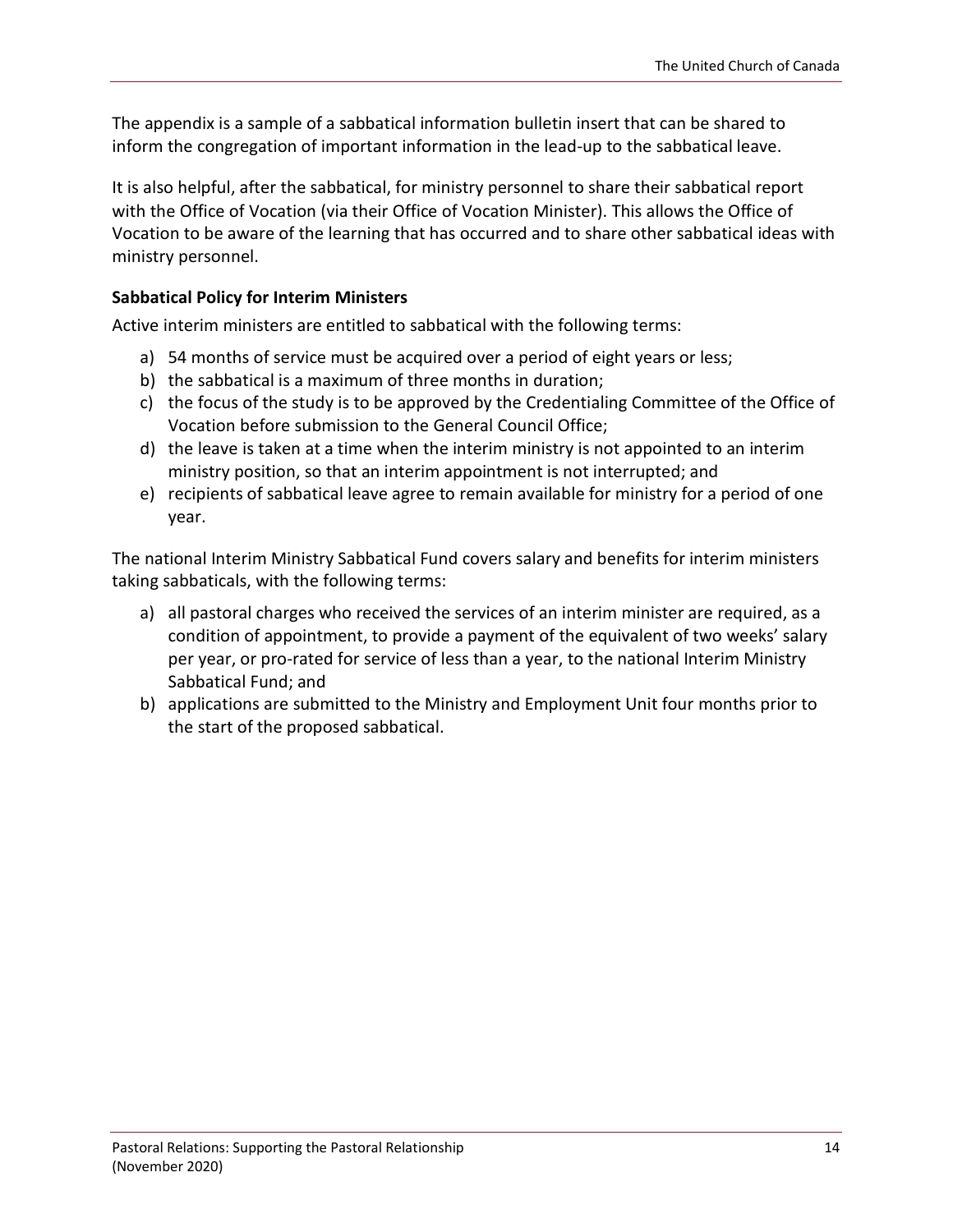The appendix is a sample of a sabbatical information bulletin insert that can be shared to inform the congregation of important information in the lead-up to the sabbatical leave.

It is also helpful, after the sabbatical, for ministry personnel to share their sabbatical report with the Office of Vocation (via their Office of Vocation Minister). This allows the Office of Vocation to be aware of the learning that has occurred and to share other sabbatical ideas with ministry personnel.

**Sabbatical Policy for Interim Ministers**

Active interim ministers are entitled to sabbatical with the following terms:

a) 54 months of service must be acquired over a period of eight years or less;
b) the sabbatical is a maximum of three months in duration;
c) the focus of the study is to be approved by the Credentialing Committee of the Office of Vocation before submission to the General Council Office;
d) the leave is taken at a time when the interim ministry is not appointed to an interim ministry position, so that an interim appointment is not interrupted; and
e) recipients of sabbatical leave agree to remain available for ministry for a period of one year.

The national Interim Ministry Sabbatical Fund covers salary and benefits for interim ministers taking sabbaticals, with the following terms:

a) all pastoral charges who received the services of an interim minister are required, as a condition of appointment, to provide a payment of the equivalent of two weeks' salary per year, or pro-rated for service of less than a year, to the national Interim Ministry Sabbatical Fund; and
b) applications are submitted to the Ministry and Employment Unit four months prior to the start of the proposed sabbatical.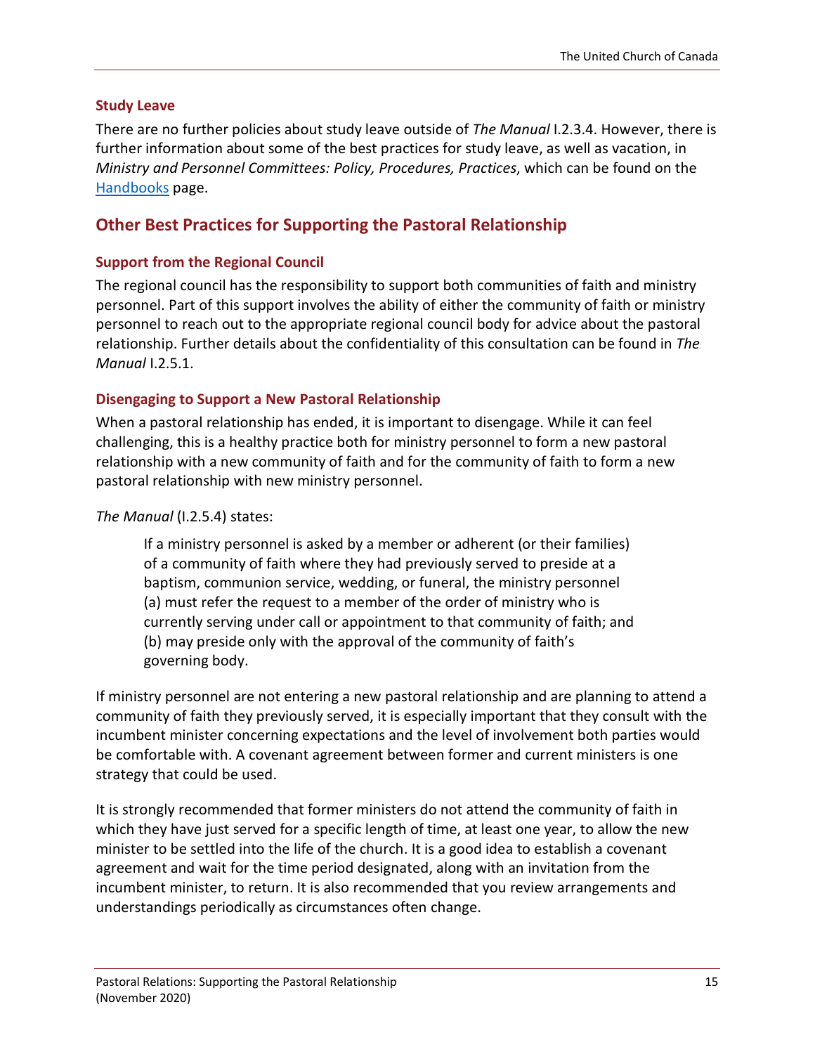### Study Leave

There are no further policies about study leave outside of *The Manual* I.2.3.4. However, there is further information about some of the best practices for study leave, as well as vacation, in *Ministry and Personnel Committees: Policy, Procedures, Practices*, which can be found on the [Handbooks]() page.

## Other Best Practices for Supporting the Pastoral Relationship

### Support from the Regional Council

The regional council has the responsibility to support both communities of faith and ministry personnel. Part of this support involves the ability of either the community of faith or ministry personnel to reach out to the appropriate regional council body for advice about the pastoral relationship. Further details about the confidentiality of this consultation can be found in *The Manual* I.2.5.1.

### Disengaging to Support a New Pastoral Relationship

When a pastoral relationship has ended, it is important to disengage. While it can feel challenging, this is a healthy practice both for ministry personnel to form a new pastoral relationship with a new community of faith and for the community of faith to form a new pastoral relationship with new ministry personnel.

*The Manual* (I.2.5.4) states:

> If a ministry personnel is asked by a member or adherent (or their families) of a community of faith where they had previously served to preside at a baptism, communion service, wedding, or funeral, the ministry personnel (a) must refer the request to a member of the order of ministry who is currently serving under call or appointment to that community of faith; and (b) may preside only with the approval of the community of faith's governing body.

If ministry personnel are not entering a new pastoral relationship and are planning to attend a community of faith they previously served, it is especially important that they consult with the incumbent minister concerning expectations and the level of involvement both parties would be comfortable with. A covenant agreement between former and current ministers is one strategy that could be used.

It is strongly recommended that former ministers do not attend the community of faith in which they have just served for a specific length of time, at least one year, to allow the new minister to be settled into the life of the church. It is a good idea to establish a covenant agreement and wait for the time period designated, along with an invitation from the incumbent minister, to return. It is also recommended that you review arrangements and understandings periodically as circumstances often change.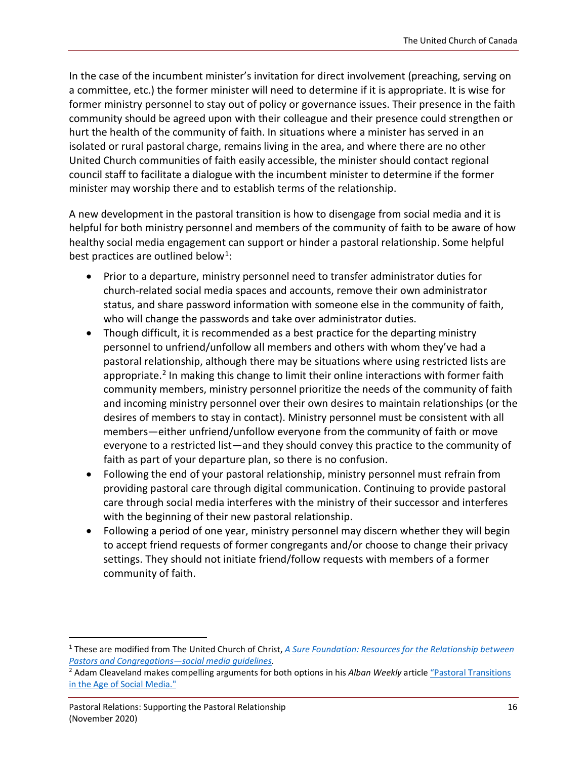In the case of the incumbent minister's invitation for direct involvement (preaching, serving on a committee, etc.) the former minister will need to determine if it is appropriate. It is wise for former ministry personnel to stay out of policy or governance issues. Their presence in the faith community should be agreed upon with their colleague and their presence could strengthen or hurt the health of the community of faith. In situations where a minister has served in an isolated or rural pastoral charge, remains living in the area, and where there are no other United Church communities of faith easily accessible, the minister should contact regional council staff to facilitate a dialogue with the incumbent minister to determine if the former minister may worship there and to establish terms of the relationship.

A new development in the pastoral transition is how to disengage from social media and it is helpful for both ministry personnel and members of the community of faith to be aware of how healthy social media engagement can support or hinder a pastoral relationship. Some helpful best practices are outlined below[1]:

- Prior to a departure, ministry personnel need to transfer administrator duties for church-related social media spaces and accounts, remove their own administrator status, and share password information with someone else in the community of faith, who will change the passwords and take over administrator duties.
- Though difficult, it is recommended as a best practice for the departing ministry personnel to unfriend/unfollow all members and others with whom they've had a pastoral relationship, although there may be situations where using restricted lists are appropriate.[2] In making this change to limit their online interactions with former faith community members, ministry personnel prioritize the needs of the community of faith and incoming ministry personnel over their own desires to maintain relationships (or the desires of members to stay in contact). Ministry personnel must be consistent with all members—either unfriend/unfollow everyone from the community of faith or move everyone to a restricted list—and they should convey this practice to the community of faith as part of your departure plan, so there is no confusion.
- Following the end of your pastoral relationship, ministry personnel must refrain from providing pastoral care through digital communication. Continuing to provide pastoral care through social media interferes with the ministry of their successor and interferes with the beginning of their new pastoral relationship.
- Following a period of one year, ministry personnel may discern whether they will begin to accept friend requests of former congregants and/or choose to change their privacy settings. They should not initiate friend/follow requests with members of a former community of faith.

---

[1] These are modified from The United Church of Christ, *A Sure Foundation: Resources for the Relationship between Pastors and Congregations—social media guidelines*.

[2] Adam Cleaveland makes compelling arguments for both options in his *Alban Weekly* article "Pastoral Transitions in the Age of Social Media."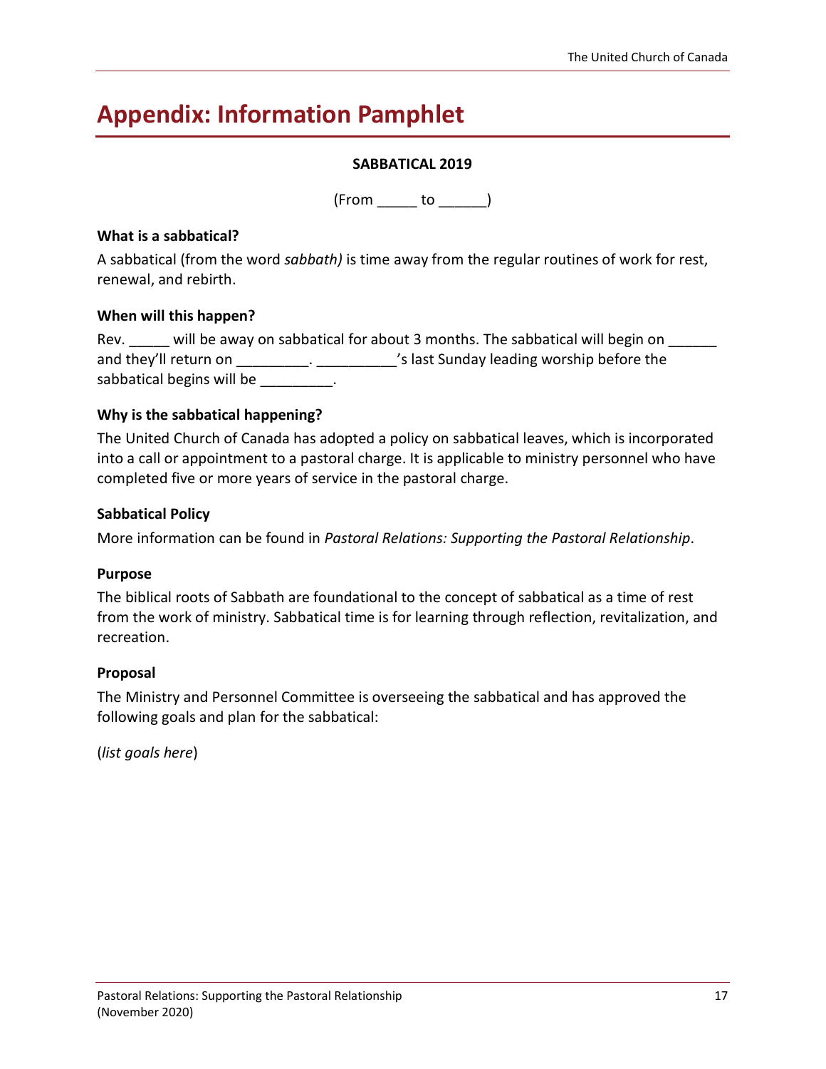# Appendix: Information Pamphlet

**SABBATICAL 2019**

(From _____ to ______)

### What is a sabbatical?

A sabbatical (from the word *sabbath)* is time away from the regular routines of work for rest, renewal, and rebirth.

### When will this happen?

Rev. _____ will be away on sabbatical for about 3 months. The sabbatical will begin on ______ and they'll return on _________. __________'s last Sunday leading worship before the sabbatical begins will be _________.

### Why is the sabbatical happening?

The United Church of Canada has adopted a policy on sabbatical leaves, which is incorporated into a call or appointment to a pastoral charge. It is applicable to ministry personnel who have completed five or more years of service in the pastoral charge.

### Sabbatical Policy

More information can be found in *Pastoral Relations: Supporting the Pastoral Relationship*.

### Purpose

The biblical roots of Sabbath are foundational to the concept of sabbatical as a time of rest from the work of ministry. Sabbatical time is for learning through reflection, revitalization, and recreation.

### Proposal

The Ministry and Personnel Committee is overseeing the sabbatical and has approved the following goals and plan for the sabbatical:

(*list goals here*)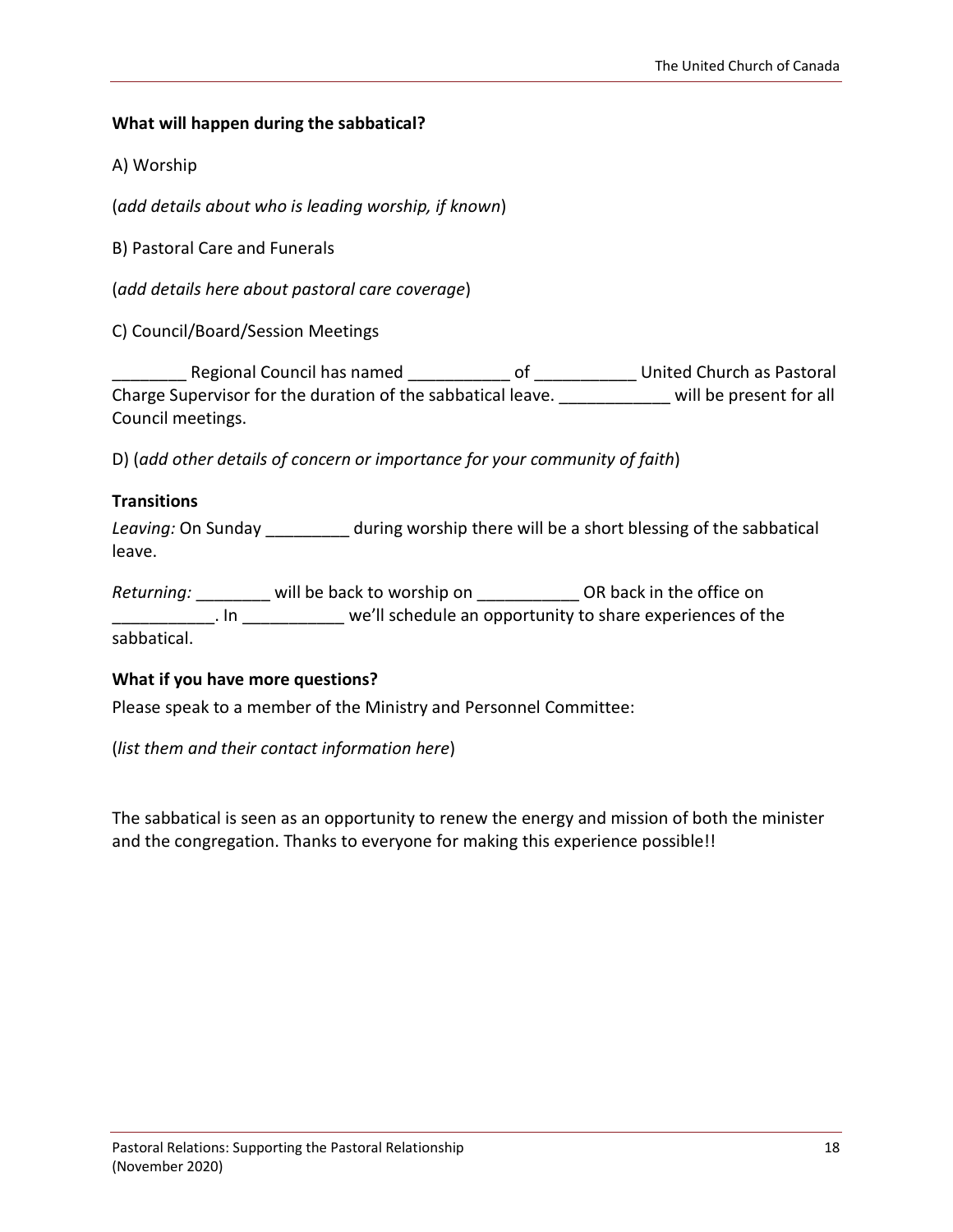**What will happen during the sabbatical?**

A) Worship

(*add details about who is leading worship, if known*)

B) Pastoral Care and Funerals

(*add details here about pastoral care coverage*)

C) Council/Board/Session Meetings

________ Regional Council has named ___________ of ___________ United Church as Pastoral Charge Supervisor for the duration of the sabbatical leave. ____________ will be present for all Council meetings.

D) (*add other details of concern or importance for your community of faith*)

**Transitions**

*Leaving:* On Sunday _________ during worship there will be a short blessing of the sabbatical leave.

*Returning:* ________ will be back to worship on ___________ OR back in the office on ___________. In ___________ we'll schedule an opportunity to share experiences of the sabbatical.

**What if you have more questions?**

Please speak to a member of the Ministry and Personnel Committee:

(*list them and their contact information here*)

The sabbatical is seen as an opportunity to renew the energy and mission of both the minister and the congregation. Thanks to everyone for making this experience possible!!